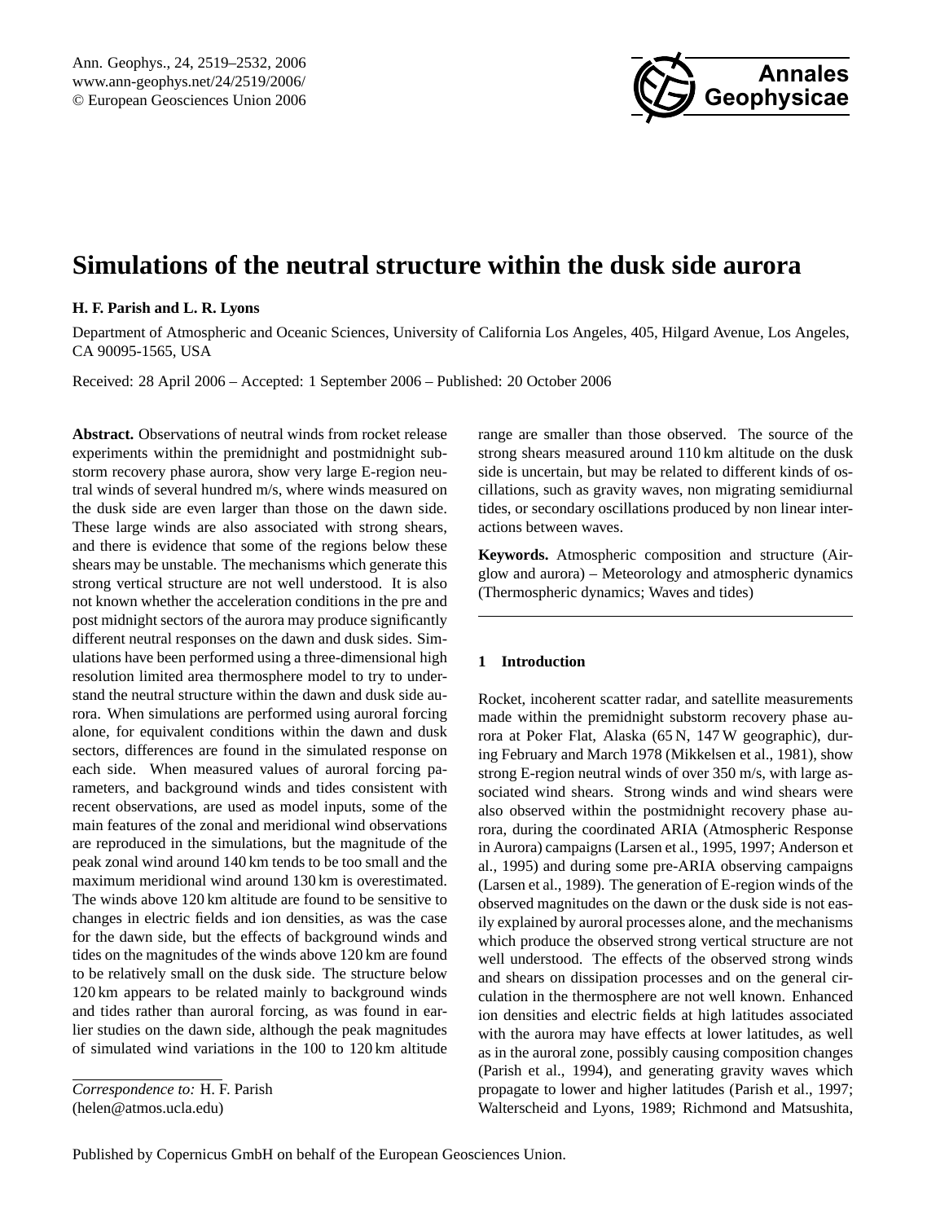# Simulations of the neutral structure within the dusk side aurora

**H. F. Parish and L. R. Lyons**

Department of Atmospheric and Oceanic Sciences, University of California Los Angeles, 405, Hilgard Avenue, Los Angeles, CA 90095-1565, USA

Received: 28 April 2006 – Accepted: 1 September 2006 – Published: 20 October 2006

**Abstract.** Observations of neutral winds from rocket release experiments within the premidnight and postmidnight substorm recovery phase aurora, show very large E-region neutral winds of several hundred m/s, where winds measured on the dusk side are even larger than those on the dawn side. These large winds are also associated with strong shears, and there is evidence that some of the regions below these shears may be unstable. The mechanisms which generate this strong vertical structure are not well understood. It is also not known whether the acceleration conditions in the pre and post midnight sectors of the aurora may produce significantly different neutral responses on the dawn and dusk sides. Simulations have been performed using a three-dimensional high resolution limited area thermosphere model to try to understand the neutral structure within the dawn and dusk side aurora. When simulations are performed using auroral forcing alone, for equivalent conditions within the dawn and dusk sectors, differences are found in the simulated response on each side. When measured values of auroral forcing parameters, and background winds and tides consistent with recent observations, are used as model inputs, some of the main features of the zonal and meridional wind observations are reproduced in the simulations, but the magnitude of the peak zonal wind around 140 km tends to be too small and the maximum meridional wind around 130 km is overestimated. The winds above 120 km altitude are found to be sensitive to changes in electric fields and ion densities, as was the case for the dawn side, but the effects of background winds and tides on the magnitudes of the winds above 120 km are found to be relatively small on the dusk side. The structure below 120 km appears to be related mainly to background winds and tides rather than auroral forcing, as was found in earlier studies on the dawn side, although the peak magnitudes of simulated wind variations in the 100 to 120 km altitude range are smaller than those observed. The source of the strong shears measured around 110 km altitude on the dusk side is uncertain, but may be related to different kinds of oscillations, such as gravity waves, non migrating semidiurnal tides, or secondary oscillations produced by non linear interactions between waves.

**Keywords.** Atmospheric composition and structure (Airglow and aurora) – Meteorology and atmospheric dynamics (Thermospheric dynamics; Waves and tides)

## 1 Introduction

Rocket, incoherent scatter radar, and satellite measurements made within the premidnight substorm recovery phase aurora at Poker Flat, Alaska (65 N, 147 W geographic), during February and March 1978 (Mikkelsen et al., 1981), show strong E-region neutral winds of over 350 m/s, with large associated wind shears. Strong winds and wind shears were also observed within the postmidnight recovery phase aurora, during the coordinated ARIA (Atmospheric Response in Aurora) campaigns (Larsen et al., 1995, 1997; Anderson et al., 1995) and during some pre-ARIA observing campaigns (Larsen et al., 1989). The generation of E-region winds of the observed magnitudes on the dawn or the dusk side is not easily explained by auroral processes alone, and the mechanisms which produce the observed strong vertical structure are not well understood. The effects of the observed strong winds and shears on dissipation processes and on the general circulation in the thermosphere are not well known. Enhanced ion densities and electric fields at high latitudes associated with the aurora may have effects at lower latitudes, as well as in the auroral zone, possibly causing composition changes (Parish et al., 1994), and generating gravity waves which propagate to lower and higher latitudes (Parish et al., 1997; Walterscheid and Lyons, 1989; Richmond and Matsushita,

*Correspondence to:* H. F. Parish (helen@atmos.ucla.edu)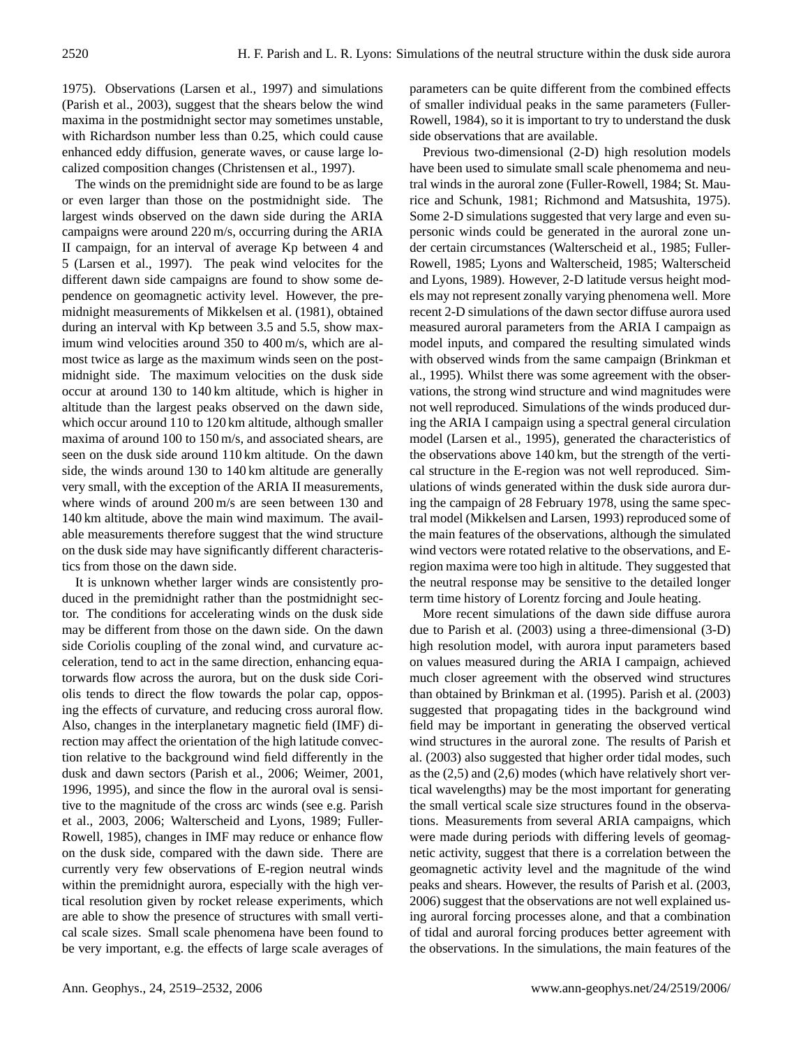1975). Observations (Larsen et al., 1997) and simulations (Parish et al., 2003), suggest that the shears below the wind maxima in the postmidnight sector may sometimes unstable, with Richardson number less than 0.25, which could cause enhanced eddy diffusion, generate waves, or cause large localized composition changes (Christensen et al., 1997).

The winds on the premidnight side are found to be as large or even larger than those on the postmidnight side. The largest winds observed on the dawn side during the ARIA campaigns were around 220 m/s, occurring during the ARIA II campaign, for an interval of average Kp between 4 and 5 (Larsen et al., 1997). The peak wind velocites for the different dawn side campaigns are found to show some dependence on geomagnetic activity level. However, the premidnight measurements of Mikkelsen et al. (1981), obtained during an interval with Kp between 3.5 and 5.5, show maximum wind velocities around 350 to 400 m/s, which are almost twice as large as the maximum winds seen on the postmidnight side. The maximum velocities on the dusk side occur at around 130 to 140 km altitude, which is higher in altitude than the largest peaks observed on the dawn side, which occur around 110 to 120 km altitude, although smaller maxima of around 100 to 150 m/s, and associated shears, are seen on the dusk side around 110 km altitude. On the dawn side, the winds around 130 to 140 km altitude are generally very small, with the exception of the ARIA II measurements, where winds of around 200 m/s are seen between 130 and 140 km altitude, above the main wind maximum. The available measurements therefore suggest that the wind structure on the dusk side may have significantly different characteristics from those on the dawn side.

It is unknown whether larger winds are consistently produced in the premidnight rather than the postmidnight sector. The conditions for accelerating winds on the dusk side may be different from those on the dawn side. On the dawn side Coriolis coupling of the zonal wind, and curvature acceleration, tend to act in the same direction, enhancing equatorwards flow across the aurora, but on the dusk side Coriolis tends to direct the flow towards the polar cap, opposing the effects of curvature, and reducing cross auroral flow. Also, changes in the interplanetary magnetic field (IMF) direction may affect the orientation of the high latitude convection relative to the background wind field differently in the dusk and dawn sectors (Parish et al., 2006; Weimer, 2001, 1996, 1995), and since the flow in the auroral oval is sensitive to the magnitude of the cross arc winds (see e.g. Parish et al., 2003, 2006; Walterscheid and Lyons, 1989; Fuller-Rowell, 1985), changes in IMF may reduce or enhance flow on the dusk side, compared with the dawn side. There are currently very few observations of E-region neutral winds within the premidnight aurora, especially with the high vertical resolution given by rocket release experiments, which are able to show the presence of structures with small vertical scale sizes. Small scale phenomena have been found to be very important, e.g. the effects of large scale averages of parameters can be quite different from the combined effects of smaller individual peaks in the same parameters (Fuller-Rowell, 1984), so it is important to try to understand the dusk side observations that are available.

Previous two-dimensional (2-D) high resolution models have been used to simulate small scale phenomema and neutral winds in the auroral zone (Fuller-Rowell, 1984; St. Maurice and Schunk, 1981; Richmond and Matsushita, 1975). Some 2-D simulations suggested that very large and even supersonic winds could be generated in the auroral zone under certain circumstances (Walterscheid et al., 1985; Fuller-Rowell, 1985; Lyons and Walterscheid, 1985; Walterscheid and Lyons, 1989). However, 2-D latitude versus height models may not represent zonally varying phenomena well. More recent 2-D simulations of the dawn sector diffuse aurora used measured auroral parameters from the ARIA I campaign as model inputs, and compared the resulting simulated winds with observed winds from the same campaign (Brinkman et al., 1995). Whilst there was some agreement with the observations, the strong wind structure and wind magnitudes were not well reproduced. Simulations of the winds produced during the ARIA I campaign using a spectral general circulation model (Larsen et al., 1995), generated the characteristics of the observations above 140 km, but the strength of the vertical structure in the E-region was not well reproduced. Simulations of winds generated within the dusk side aurora during the campaign of 28 February 1978, using the same spectral model (Mikkelsen and Larsen, 1993) reproduced some of the main features of the observations, although the simulated wind vectors were rotated relative to the observations, and E-region maxima were too high in altitude. They suggested that the neutral response may be sensitive to the detailed longer term time history of Lorentz forcing and Joule heating.

More recent simulations of the dawn side diffuse aurora due to Parish et al. (2003) using a three-dimensional (3-D) high resolution model, with aurora input parameters based on values measured during the ARIA I campaign, achieved much closer agreement with the observed wind structures than obtained by Brinkman et al. (1995). Parish et al. (2003) suggested that propagating tides in the background wind field may be important in generating the observed vertical wind structures in the auroral zone. The results of Parish et al. (2003) also suggested that higher order tidal modes, such as the (2,5) and (2,6) modes (which have relatively short vertical wavelengths) may be the most important for generating the small vertical scale size structures found in the observations. Measurements from several ARIA campaigns, which were made during periods with differing levels of geomagnetic activity, suggest that there is a correlation between the geomagnetic activity level and the magnitude of the wind peaks and shears. However, the results of Parish et al. (2003, 2006) suggest that the observations are not well explained using auroral forcing processes alone, and that a combination of tidal and auroral forcing produces better agreement with the observations. In the simulations, the main features of the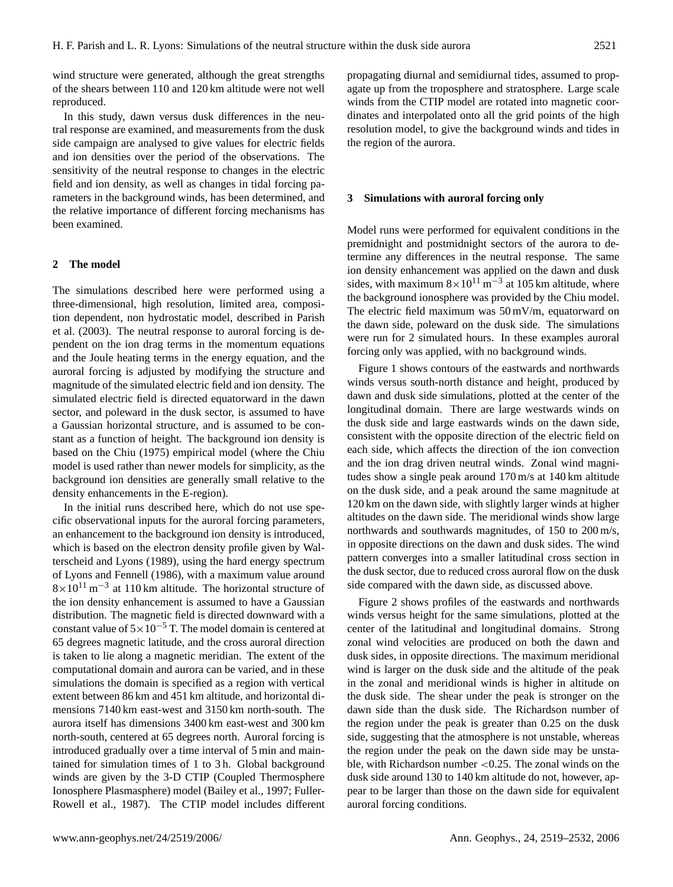wind structure were generated, although the great strengths of the shears between 110 and 120 km altitude were not well reproduced.

In this study, dawn versus dusk differences in the neutral response are examined, and measurements from the dusk side campaign are analysed to give values for electric fields and ion densities over the period of the observations. The sensitivity of the neutral response to changes in the electric field and ion density, as well as changes in tidal forcing parameters in the background winds, has been determined, and the relative importance of different forcing mechanisms has been examined.

## 2 The model

The simulations described here were performed using a three-dimensional, high resolution, limited area, composition dependent, non hydrostatic model, described in Parish et al. (2003). The neutral response to auroral forcing is dependent on the ion drag terms in the momentum equations and the Joule heating terms in the energy equation, and the auroral forcing is adjusted by modifying the structure and magnitude of the simulated electric field and ion density. The simulated electric field is directed equatorward in the dawn sector, and poleward in the dusk sector, is assumed to have a Gaussian horizontal structure, and is assumed to be constant as a function of height. The background ion density is based on the Chiu (1975) empirical model (where the Chiu model is used rather than newer models for simplicity, as the background ion densities are generally small relative to the density enhancements in the E-region).

In the initial runs described here, which do not use specific observational inputs for the auroral forcing parameters, an enhancement to the background ion density is introduced, which is based on the electron density profile given by Walterscheid and Lyons (1989), using the hard energy spectrum of Lyons and Fennell (1986), with a maximum value around $8\times10^{11}$ m$^{-3}$ at 110 km altitude. The horizontal structure of the ion density enhancement is assumed to have a Gaussian distribution. The magnetic field is directed downward with a constant value of $5\times10^{-5}$ T. The model domain is centered at 65 degrees magnetic latitude, and the cross auroral direction is taken to lie along a magnetic meridian. The extent of the computational domain and aurora can be varied, and in these simulations the domain is specified as a region with vertical extent between 86 km and 451 km altitude, and horizontal dimensions 7140 km east-west and 3150 km north-south. The aurora itself has dimensions 3400 km east-west and 300 km north-south, centered at 65 degrees north. Auroral forcing is introduced gradually over a time interval of 5 min and maintained for simulation times of 1 to 3 h. Global background winds are given by the 3-D CTIP (Coupled Thermosphere Ionosphere Plasmasphere) model (Bailey et al., 1997; Fuller-Rowell et al., 1987). The CTIP model includes different propagating diurnal and semidiurnal tides, assumed to propagate up from the troposphere and stratosphere. Large scale winds from the CTIP model are rotated into magnetic coordinates and interpolated onto all the grid points of the high resolution model, to give the background winds and tides in the region of the aurora.

## 3 Simulations with auroral forcing only

Model runs were performed for equivalent conditions in the premidnight and postmidnight sectors of the aurora to determine any differences in the neutral response. The same ion density enhancement was applied on the dawn and dusk sides, with maximum $8\times10^{11}$ m$^{-3}$ at 105 km altitude, where the background ionosphere was provided by the Chiu model. The electric field maximum was 50 mV/m, equatorward on the dawn side, poleward on the dusk side. The simulations were run for 2 simulated hours. In these examples auroral forcing only was applied, with no background winds.

Figure 1 shows contours of the eastwards and northwards winds versus south-north distance and height, produced by dawn and dusk side simulations, plotted at the center of the longitudinal domain. There are large westwards winds on the dusk side and large eastwards winds on the dawn side, consistent with the opposite direction of the electric field on each side, which affects the direction of the ion convection and the ion drag driven neutral winds. Zonal wind magnitudes show a single peak around 170 m/s at 140 km altitude on the dusk side, and a peak around the same magnitude at 120 km on the dawn side, with slightly larger winds at higher altitudes on the dawn side. The meridional winds show large northwards and southwards magnitudes, of 150 to 200 m/s, in opposite directions on the dawn and dusk sides. The wind pattern converges into a smaller latitudinal cross section in the dusk sector, due to reduced cross auroral flow on the dusk side compared with the dawn side, as discussed above.

Figure 2 shows profiles of the eastwards and northwards winds versus height for the same simulations, plotted at the center of the latitudinal and longitudinal domains. Strong zonal wind velocities are produced on both the dawn and dusk sides, in opposite directions. The maximum meridional wind is larger on the dusk side and the altitude of the peak in the zonal and meridional winds is higher in altitude on the dusk side. The shear under the peak is stronger on the dawn side than the dusk side. The Richardson number of the region under the peak is greater than 0.25 on the dusk side, suggesting that the atmosphere is not unstable, whereas the region under the peak on the dawn side may be unstable, with Richardson number $<0.25$. The zonal winds on the dusk side around 130 to 140 km altitude do not, however, appear to be larger than those on the dawn side for equivalent auroral forcing conditions.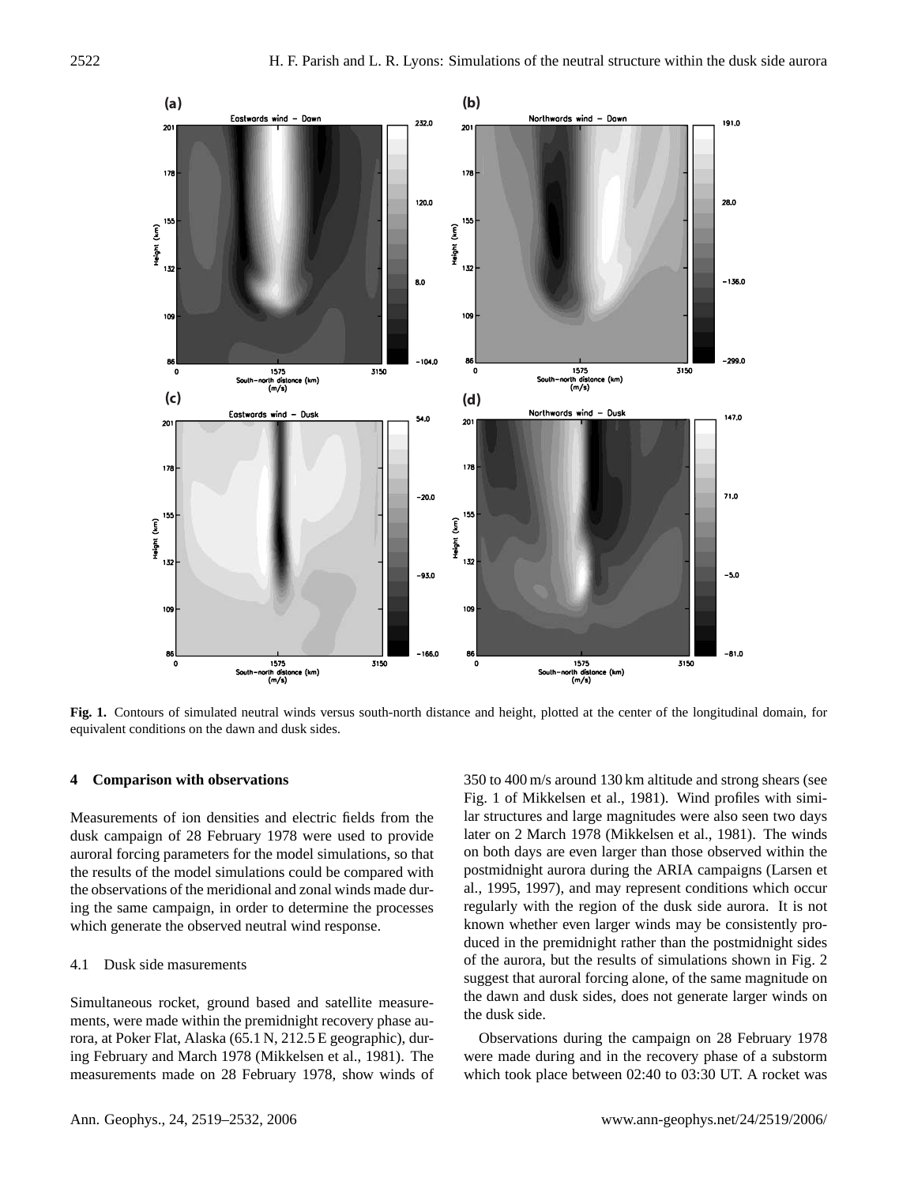**Fig. 1.** Contours of simulated neutral winds versus south-north distance and height, plotted at the center of the longitudinal domain, for equivalent conditions on the dawn and dusk sides.

## 4 Comparison with observations

Measurements of ion densities and electric fields from the dusk campaign of 28 February 1978 were used to provide auroral forcing parameters for the model simulations, so that the results of the model simulations could be compared with the observations of the meridional and zonal winds made during the same campaign, in order to determine the processes which generate the observed neutral wind response.

### 4.1 Dusk side masurements

Simultaneous rocket, ground based and satellite measurements, were made within the premidnight recovery phase aurora, at Poker Flat, Alaska (65.1 N, 212.5 E geographic), during February and March 1978 (Mikkelsen et al., 1981). The measurements made on 28 February 1978, show winds of 350 to 400 m/s around 130 km altitude and strong shears (see Fig. 1 of Mikkelsen et al., 1981). Wind profiles with similar structures and large magnitudes were also seen two days later on 2 March 1978 (Mikkelsen et al., 1981). The winds on both days are even larger than those observed within the postmidnight aurora during the ARIA campaigns (Larsen et al., 1995, 1997), and may represent conditions which occur regularly with the region of the dusk side aurora. It is not known whether even larger winds may be consistently produced in the premidnight rather than the postmidnight sides of the aurora, but the results of simulations shown in Fig. 2 suggest that auroral forcing alone, of the same magnitude on the dawn and dusk sides, does not generate larger winds on the dusk side.

Observations during the campaign on 28 February 1978 were made during and in the recovery phase of a substorm which took place between 02:40 to 03:30 UT. A rocket was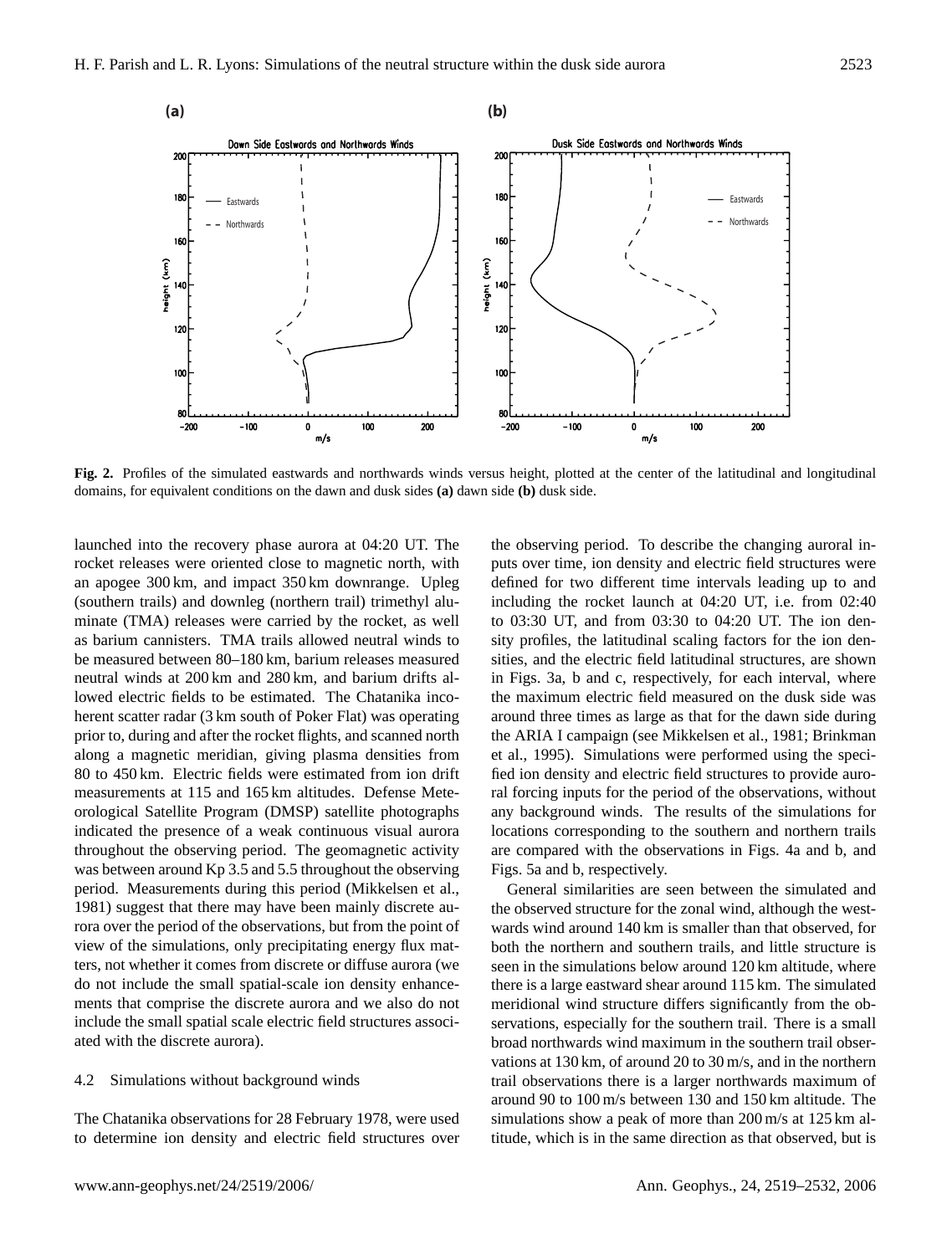**Fig. 2.** Profiles of the simulated eastwards and northwards winds versus height, plotted at the center of the latitudinal and longitudinal domains, for equivalent conditions on the dawn and dusk sides **(a)** dawn side **(b)** dusk side.

launched into the recovery phase aurora at 04:20 UT. The rocket releases were oriented close to magnetic north, with an apogee 300 km, and impact 350 km downrange. Upleg (southern trails) and downleg (northern trail) trimethyl aluminate (TMA) releases were carried by the rocket, as well as barium cannisters. TMA trails allowed neutral winds to be measured between 80–180 km, barium releases measured neutral winds at 200 km and 280 km, and barium drifts allowed electric fields to be estimated. The Chatanika incoherent scatter radar (3 km south of Poker Flat) was operating prior to, during and after the rocket flights, and scanned north along a magnetic meridian, giving plasma densities from 80 to 450 km. Electric fields were estimated from ion drift measurements at 115 and 165 km altitudes. Defense Meteorological Satellite Program (DMSP) satellite photographs indicated the presence of a weak continuous visual aurora throughout the observing period. The geomagnetic activity was between around Kp 3.5 and 5.5 throughout the observing period. Measurements during this period (Mikkelsen et al., 1981) suggest that there may have been mainly discrete aurora over the period of the observations, but from the point of view of the simulations, only precipitating energy flux matters, not whether it comes from discrete or diffuse aurora (we do not include the small spatial-scale ion density enhancements that comprise the discrete aurora and we also do not include the small spatial scale electric field structures associated with the discrete aurora).

### 4.2 Simulations without background winds

The Chatanika observations for 28 February 1978, were used to determine ion density and electric field structures over the observing period. To describe the changing auroral inputs over time, ion density and electric field structures were defined for two different time intervals leading up to and including the rocket launch at 04:20 UT, i.e. from 02:40 to 03:30 UT, and from 03:30 to 04:20 UT. The ion density profiles, the latitudinal scaling factors for the ion densities, and the electric field latitudinal structures, are shown in Figs. 3a, b and c, respectively, for each interval, where the maximum electric field measured on the dusk side was around three times as large as that for the dawn side during the ARIA I campaign (see Mikkelsen et al., 1981; Brinkman et al., 1995). Simulations were performed using the specified ion density and electric field structures to provide auroral forcing inputs for the period of the observations, without any background winds. The results of the simulations for locations corresponding to the southern and northern trails are compared with the observations in Figs. 4a and b, and Figs. 5a and b, respectively.

General similarities are seen between the simulated and the observed structure for the zonal wind, although the westwards wind around 140 km is smaller than that observed, for both the northern and southern trails, and little structure is seen in the simulations below around 120 km altitude, where there is a large eastward shear around 115 km. The simulated meridional wind structure differs significantly from the observations, especially for the southern trail. There is a small broad northwards wind maximum in the southern trail observations at 130 km, of around 20 to 30 m/s, and in the northern trail observations there is a larger northwards maximum of around 90 to 100 m/s between 130 and 150 km altitude. The simulations show a peak of more than 200 m/s at 125 km altitude, which is in the same direction as that observed, but is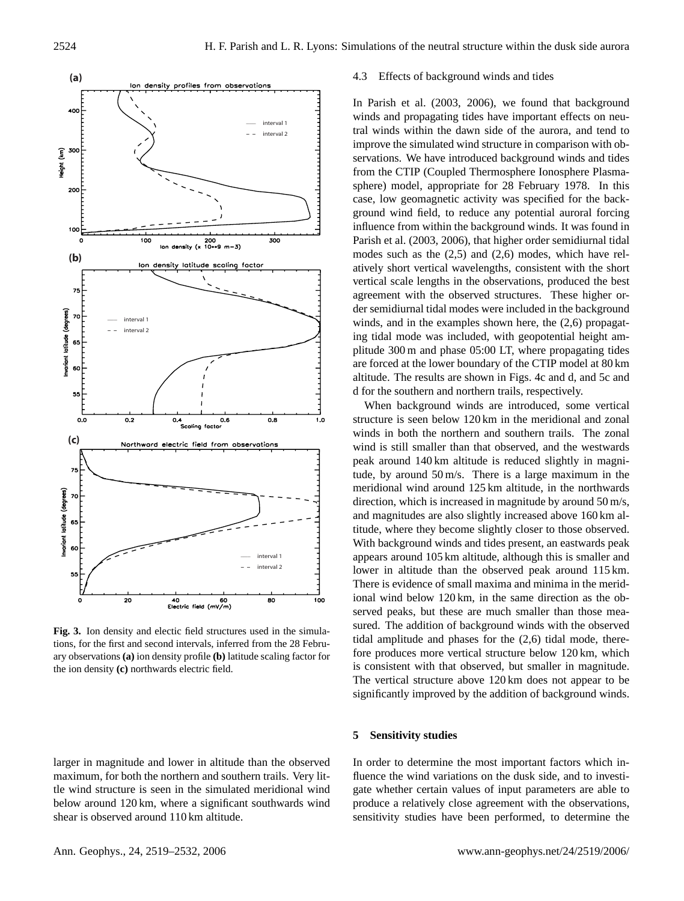**Fig. 3.** Ion density and electic field structures used in the simulations, for the first and second intervals, inferred from the 28 February observations **(a)** ion density profile **(b)** latitude scaling factor for the ion density **(c)** northwards electric field.

larger in magnitude and lower in altitude than the observed maximum, for both the northern and southern trails. Very little wind structure is seen in the simulated meridional wind below around 120 km, where a significant southwards wind shear is observed around 110 km altitude.

### 4.3 Effects of background winds and tides

In Parish et al. (2003, 2006), we found that background winds and propagating tides have important effects on neutral winds within the dawn side of the aurora, and tend to improve the simulated wind structure in comparison with observations. We have introduced background winds and tides from the CTIP (Coupled Thermosphere Ionosphere Plasmasphere) model, appropriate for 28 February 1978. In this case, low geomagnetic activity was specified for the background wind field, to reduce any potential auroral forcing influence from within the background winds. It was found in Parish et al. (2003, 2006), that higher order semidiurnal tidal modes such as the (2,5) and (2,6) modes, which have relatively short vertical wavelengths, consistent with the short vertical scale lengths in the observations, produced the best agreement with the observed structures. These higher order semidiurnal tidal modes were included in the background winds, and in the examples shown here, the (2,6) propagating tidal mode was included, with geopotential height amplitude 300 m and phase 05:00 LT, where propagating tides are forced at the lower boundary of the CTIP model at 80 km altitude. The results are shown in Figs. 4c and d, and 5c and d for the southern and northern trails, respectively.

When background winds are introduced, some vertical structure is seen below 120 km in the meridional and zonal winds in both the northern and southern trails. The zonal wind is still smaller than that observed, and the westwards peak around 140 km altitude is reduced slightly in magnitude, by around 50 m/s. There is a large maximum in the meridional wind around 125 km altitude, in the northwards direction, which is increased in magnitude by around 50 m/s, and magnitudes are also slightly increased above 160 km altitude, where they become slightly closer to those observed. With background winds and tides present, an eastwards peak appears around 105 km altitude, although this is smaller and lower in altitude than the observed peak around 115 km. There is evidence of small maxima and minima in the meridional wind below 120 km, in the same direction as the observed peaks, but these are much smaller than those measured. The addition of background winds with the observed tidal amplitude and phases for the (2,6) tidal mode, therefore produces more vertical structure below 120 km, which is consistent with that observed, but smaller in magnitude. The vertical structure above 120 km does not appear to be significantly improved by the addition of background winds.

## 5 Sensitivity studies

In order to determine the most important factors which influence the wind variations on the dusk side, and to investigate whether certain values of input parameters are able to produce a relatively close agreement with the observations, sensitivity studies have been performed, to determine the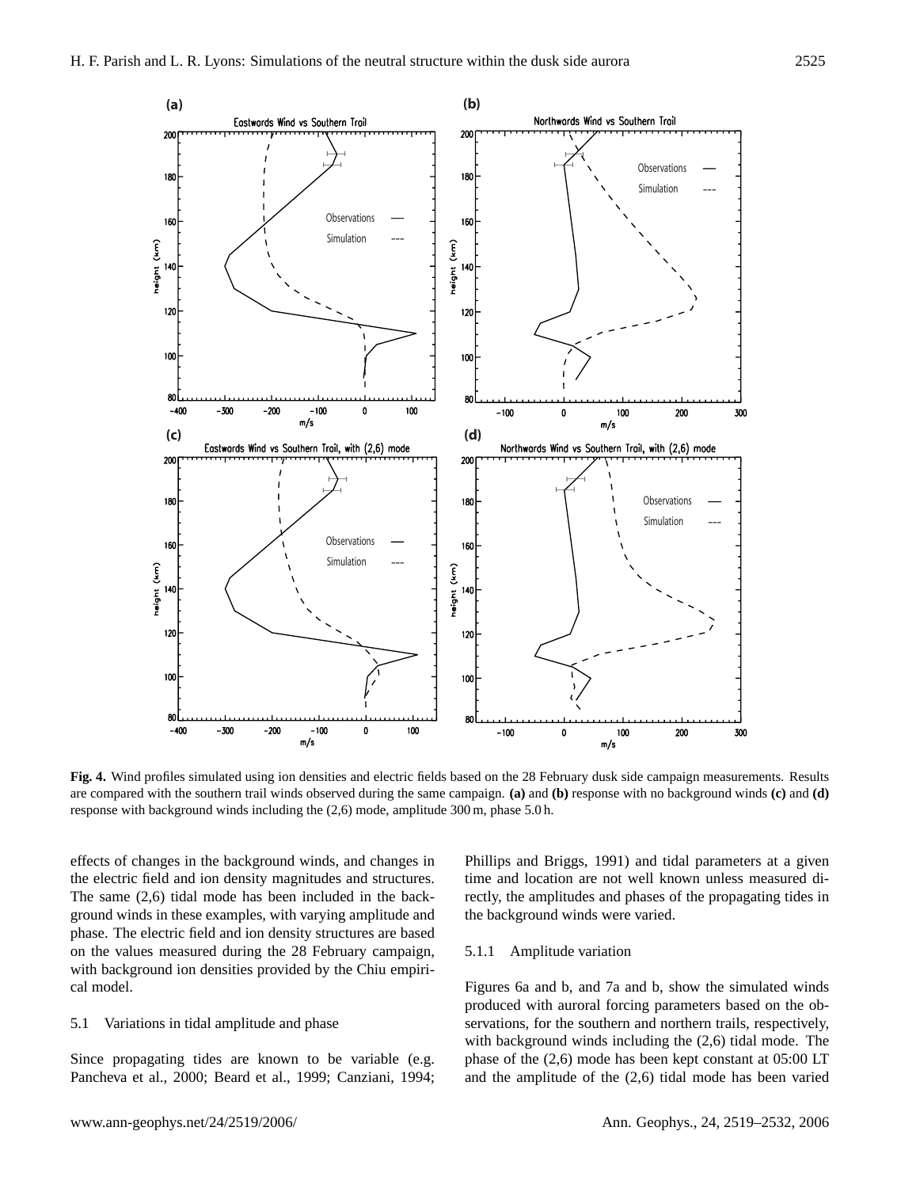**Fig. 4.** Wind profiles simulated using ion densities and electric fields based on the 28 February dusk side campaign measurements. Results are compared with the southern trail winds observed during the same campaign. **(a)** and **(b)** response with no background winds **(c)** and **(d)** response with background winds including the (2,6) mode, amplitude 300 m, phase 5.0 h.

effects of changes in the background winds, and changes in the electric field and ion density magnitudes and structures. The same (2,6) tidal mode has been included in the background winds in these examples, with varying amplitude and phase. The electric field and ion density structures are based on the values measured during the 28 February campaign, with background ion densities provided by the Chiu empirical model.

### 5.1 Variations in tidal amplitude and phase

Since propagating tides are known to be variable (e.g. Pancheva et al., 2000; Beard et al., 1999; Canziani, 1994; Phillips and Briggs, 1991) and tidal parameters at a given time and location are not well known unless measured directly, the amplitudes and phases of the propagating tides in the background winds were varied.

#### 5.1.1 Amplitude variation

Figures 6a and b, and 7a and b, show the simulated winds produced with auroral forcing parameters based on the observations, for the southern and northern trails, respectively, with background winds including the (2,6) tidal mode. The phase of the (2,6) mode has been kept constant at 05:00 LT and the amplitude of the (2,6) tidal mode has been varied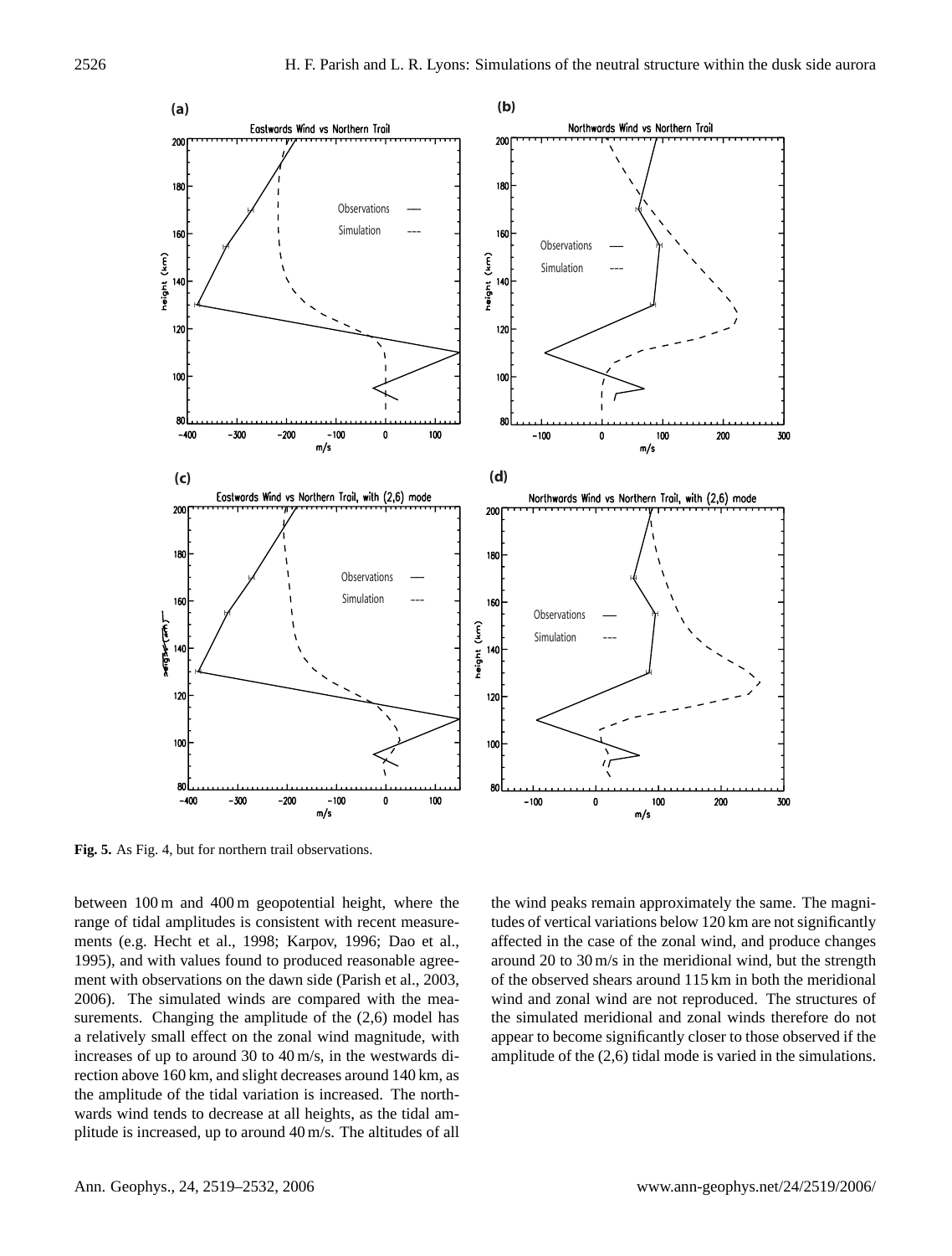**Fig. 5.** As Fig. 4, but for northern trail observations.

between 100 m and 400 m geopotential height, where the range of tidal amplitudes is consistent with recent measurements (e.g. Hecht et al., 1998; Karpov, 1996; Dao et al., 1995), and with values found to produced reasonable agreement with observations on the dawn side (Parish et al., 2003, 2006). The simulated winds are compared with the measurements. Changing the amplitude of the (2,6) model has a relatively small effect on the zonal wind magnitude, with increases of up to around 30 to 40 m/s, in the westwards direction above 160 km, and slight decreases around 140 km, as the amplitude of the tidal variation is increased. The northwards wind tends to decrease at all heights, as the tidal amplitude is increased, up to around 40 m/s. The altitudes of all the wind peaks remain approximately the same. The magnitudes of vertical variations below 120 km are not significantly affected in the case of the zonal wind, and produce changes around 20 to 30 m/s in the meridional wind, but the strength of the observed shears around 115 km in both the meridional wind and zonal wind are not reproduced. The structures of the simulated meridional and zonal winds therefore do not appear to become significantly closer to those observed if the amplitude of the (2,6) tidal mode is varied in the simulations.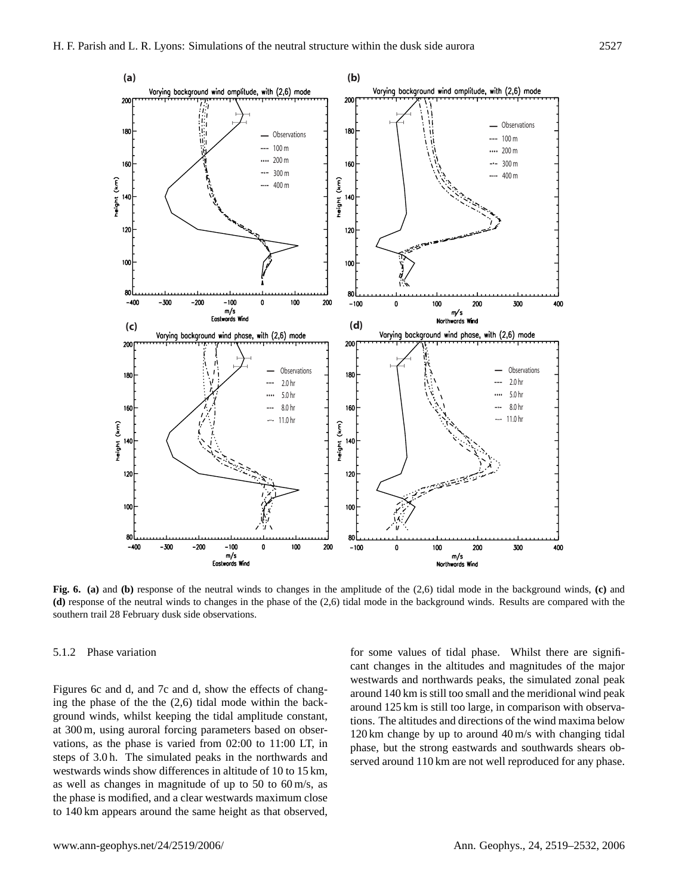**Fig. 6.** **(a)** and **(b)** response of the neutral winds to changes in the amplitude of the (2,6) tidal mode in the background winds, **(c)** and **(d)** response of the neutral winds to changes in the phase of the (2,6) tidal mode in the background winds. Results are compared with the southern trail 28 February dusk side observations.

### 5.1.2 Phase variation

Figures 6c and d, and 7c and d, show the effects of changing the phase of the the (2,6) tidal mode within the background winds, whilst keeping the tidal amplitude constant, at 300 m, using auroral forcing parameters based on observations, as the phase is varied from 02:00 to 11:00 LT, in steps of 3.0 h. The simulated peaks in the northwards and westwards winds show differences in altitude of 10 to 15 km, as well as changes in magnitude of up to 50 to 60 m/s, as the phase is modified, and a clear westwards maximum close to 140 km appears around the same height as that observed, for some values of tidal phase. Whilst there are significant changes in the altitudes and magnitudes of the major westwards and northwards peaks, the simulated zonal peak around 140 km is still too small and the meridional wind peak around 125 km is still too large, in comparison with observations. The altitudes and directions of the wind maxima below 120 km change by up to around 40 m/s with changing tidal phase, but the strong eastwards and southwards shears observed around 110 km are not well reproduced for any phase.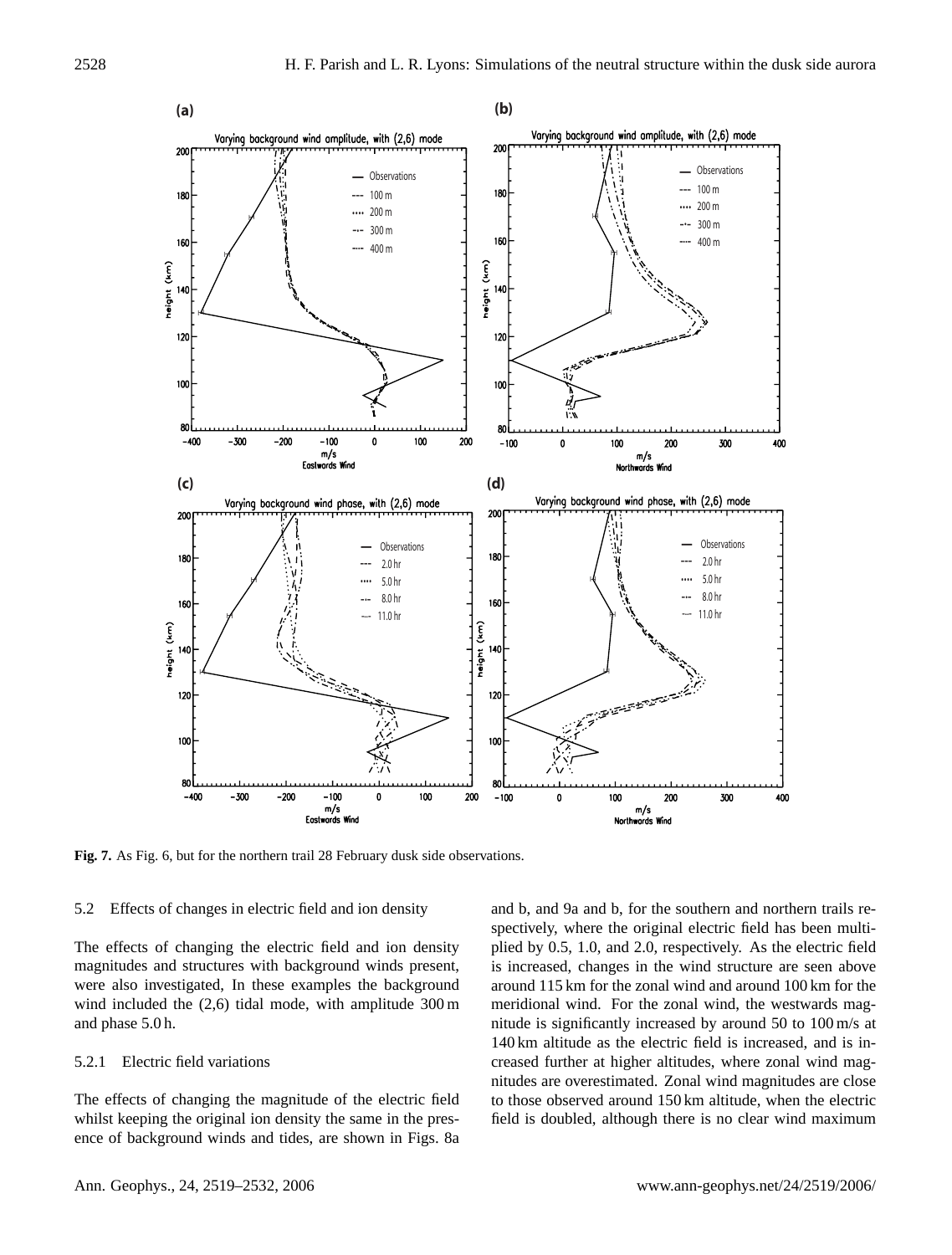**Fig. 7.** As Fig. 6, but for the northern trail 28 February dusk side observations.

### 5.2 Effects of changes in electric field and ion density

The effects of changing the electric field and ion density magnitudes and structures with background winds present, were also investigated, In these examples the background wind included the (2,6) tidal mode, with amplitude 300 m and phase 5.0 h.

#### 5.2.1 Electric field variations

The effects of changing the magnitude of the electric field whilst keeping the original ion density the same in the presence of background winds and tides, are shown in Figs. 8a and b, and 9a and b, for the southern and northern trails respectively, where the original electric field has been multiplied by 0.5, 1.0, and 2.0, respectively. As the electric field is increased, changes in the wind structure are seen above around 115 km for the zonal wind and around 100 km for the meridional wind. For the zonal wind, the westwards magnitude is significantly increased by around 50 to 100 m/s at 140 km altitude as the electric field is increased, and is increased further at higher altitudes, where zonal wind magnitudes are overestimated. Zonal wind magnitudes are close to those observed around 150 km altitude, when the electric field is doubled, although there is no clear wind maximum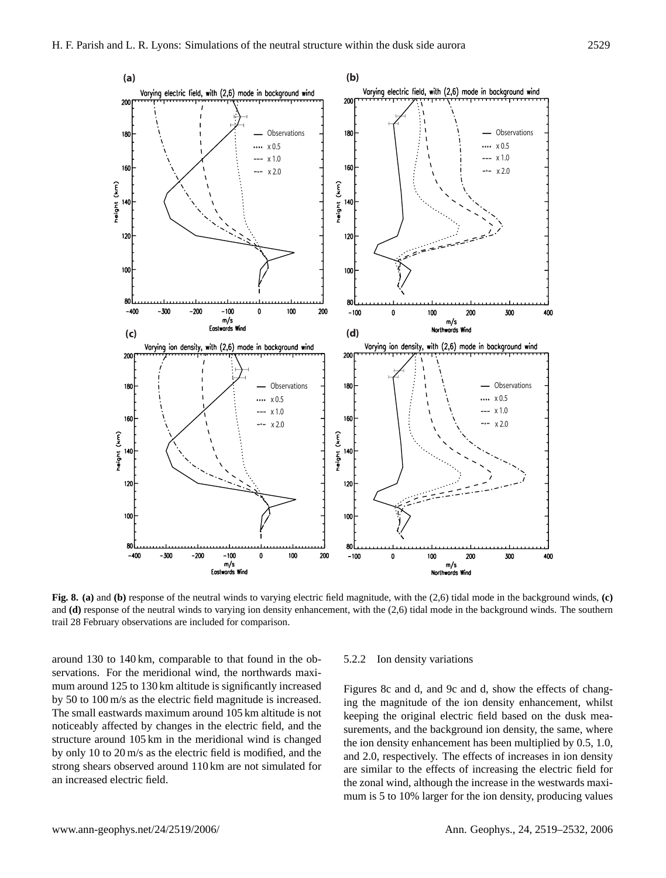**Fig. 8. (a)** and **(b)** response of the neutral winds to varying electric field magnitude, with the (2,6) tidal mode in the background winds, **(c)** and **(d)** response of the neutral winds to varying ion density enhancement, with the (2,6) tidal mode in the background winds. The southern trail 28 February observations are included for comparison.

around 130 to 140 km, comparable to that found in the observations. For the meridional wind, the northwards maximum around 125 to 130 km altitude is significantly increased by 50 to 100 m/s as the electric field magnitude is increased. The small eastwards maximum around 105 km altitude is not noticeably affected by changes in the electric field, and the structure around 105 km in the meridional wind is changed by only 10 to 20 m/s as the electric field is modified, and the strong shears observed around 110 km are not simulated for an increased electric field.

#### 5.2.2 Ion density variations

Figures 8c and d, and 9c and d, show the effects of changing the magnitude of the ion density enhancement, whilst keeping the original electric field based on the dusk measurements, and the background ion density, the same, where the ion density enhancement has been multiplied by 0.5, 1.0, and 2.0, respectively. The effects of increases in ion density are similar to the effects of increasing the electric field for the zonal wind, although the increase in the westwards maximum is 5 to 10% larger for the ion density, producing values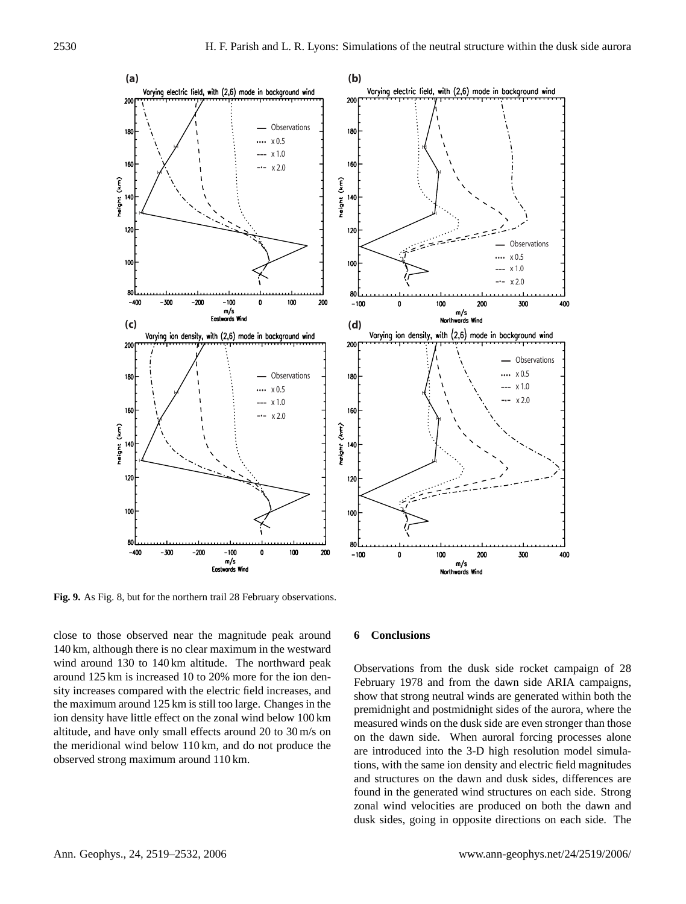**Fig. 9.** As Fig. 8, but for the northern trail 28 February observations.

close to those observed near the magnitude peak around 140 km, although there is no clear maximum in the westward wind around 130 to 140 km altitude. The northward peak around 125 km is increased 10 to 20% more for the ion density increases compared with the electric field increases, and the maximum around 125 km is still too large. Changes in the ion density have little effect on the zonal wind below 100 km altitude, and have only small effects around 20 to 30 m/s on the meridional wind below 110 km, and do not produce the observed strong maximum around 110 km.

## 6 Conclusions

Observations from the dusk side rocket campaign of 28 February 1978 and from the dawn side ARIA campaigns, show that strong neutral winds are generated within both the premidnight and postmidnight sides of the aurora, where the measured winds on the dusk side are even stronger than those on the dawn side. When auroral forcing processes alone are introduced into the 3-D high resolution model simulations, with the same ion density and electric field magnitudes and structures on the dawn and dusk sides, differences are found in the generated wind structures on each side. Strong zonal wind velocities are produced on both the dawn and dusk sides, going in opposite directions on each side. The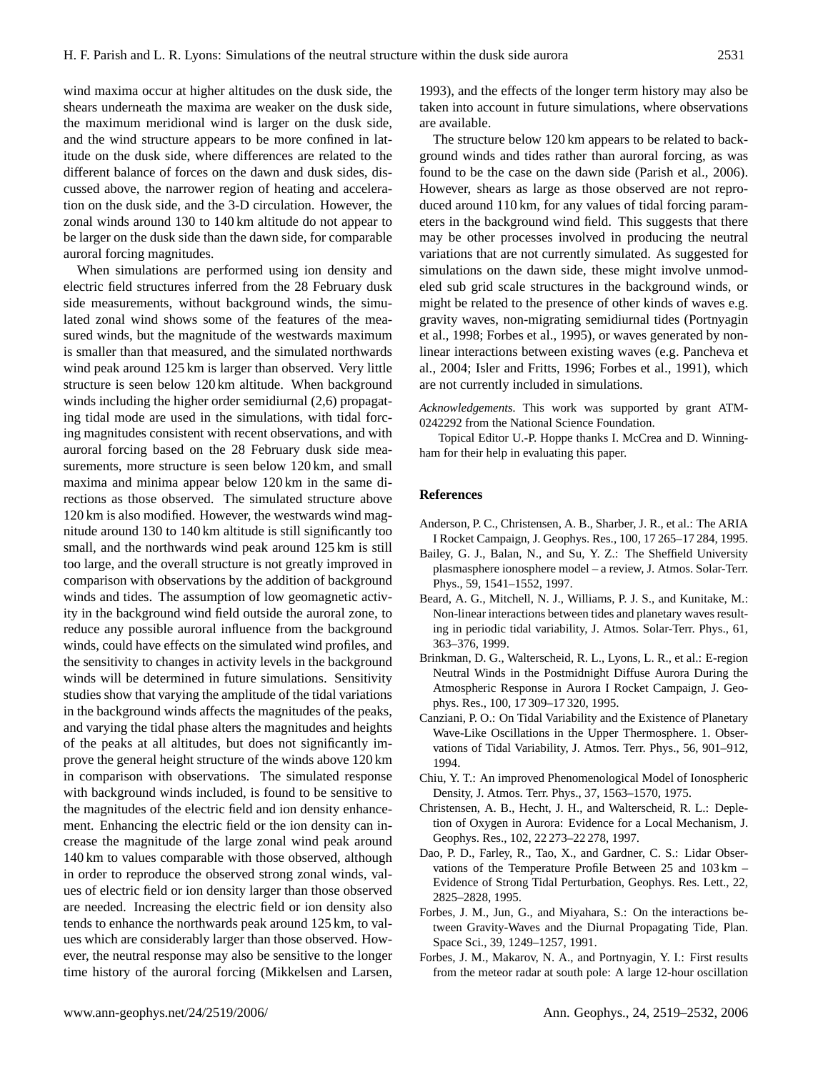wind maxima occur at higher altitudes on the dusk side, the shears underneath the maxima are weaker on the dusk side, the maximum meridional wind is larger on the dusk side, and the wind structure appears to be more confined in latitude on the dusk side, where differences are related to the different balance of forces on the dawn and dusk sides, discussed above, the narrower region of heating and acceleration on the dusk side, and the 3-D circulation. However, the zonal winds around 130 to 140 km altitude do not appear to be larger on the dusk side than the dawn side, for comparable auroral forcing magnitudes.

When simulations are performed using ion density and electric field structures inferred from the 28 February dusk side measurements, without background winds, the simulated zonal wind shows some of the features of the measured winds, but the magnitude of the westwards maximum is smaller than that measured, and the simulated northwards wind peak around 125 km is larger than observed. Very little structure is seen below 120 km altitude. When background winds including the higher order semidiurnal (2,6) propagating tidal mode are used in the simulations, with tidal forcing magnitudes consistent with recent observations, and with auroral forcing based on the 28 February dusk side measurements, more structure is seen below 120 km, and small maxima and minima appear below 120 km in the same directions as those observed. The simulated structure above 120 km is also modified. However, the westwards wind magnitude around 130 to 140 km altitude is still significantly too small, and the northwards wind peak around 125 km is still too large, and the overall structure is not greatly improved in comparison with observations by the addition of background winds and tides. The assumption of low geomagnetic activity in the background wind field outside the auroral zone, to reduce any possible auroral influence from the background winds, could have effects on the simulated wind profiles, and the sensitivity to changes in activity levels in the background winds will be determined in future simulations. Sensitivity studies show that varying the amplitude of the tidal variations in the background winds affects the magnitudes of the peaks, and varying the tidal phase alters the magnitudes and heights of the peaks at all altitudes, but does not significantly improve the general height structure of the winds above 120 km in comparison with observations. The simulated response with background winds included, is found to be sensitive to the magnitudes of the electric field and ion density enhancement. Enhancing the electric field or the ion density can increase the magnitude of the large zonal wind peak around 140 km to values comparable with those observed, although in order to reproduce the observed strong zonal winds, values of electric field or ion density larger than those observed are needed. Increasing the electric field or ion density also tends to enhance the northwards peak around 125 km, to values which are considerably larger than those observed. However, the neutral response may also be sensitive to the longer time history of the auroral forcing (Mikkelsen and Larsen, 1993), and the effects of the longer term history may also be taken into account in future simulations, where observations are available.

The structure below 120 km appears to be related to background winds and tides rather than auroral forcing, as was found to be the case on the dawn side (Parish et al., 2006). However, shears as large as those observed are not reproduced around 110 km, for any values of tidal forcing parameters in the background wind field. This suggests that there may be other processes involved in producing the neutral variations that are not currently simulated. As suggested for simulations on the dawn side, these might involve unmodeled sub grid scale structures in the background winds, or might be related to the presence of other kinds of waves e.g. gravity waves, non-migrating semidiurnal tides (Portnyagin et al., 1998; Forbes et al., 1995), or waves generated by nonlinear interactions between existing waves (e.g. Pancheva et al., 2004; Isler and Fritts, 1996; Forbes et al., 1991), which are not currently included in simulations.

*Acknowledgements.* This work was supported by grant ATM-0242292 from the National Science Foundation.

Topical Editor U.-P. Hoppe thanks I. McCrea and D. Winningham for their help in evaluating this paper.

## References

Anderson, P. C., Christensen, A. B., Sharber, J. R., et al.: The ARIA I Rocket Campaign, J. Geophys. Res., 100, 17 265–17 284, 1995.

Bailey, G. J., Balan, N., and Su, Y. Z.: The Sheffield University plasmasphere ionosphere model – a review, J. Atmos. Solar-Terr. Phys., 59, 1541–1552, 1997.

Beard, A. G., Mitchell, N. J., Williams, P. J. S., and Kunitake, M.: Non-linear interactions between tides and planetary waves resulting in periodic tidal variability, J. Atmos. Solar-Terr. Phys., 61, 363–376, 1999.

Brinkman, D. G., Walterscheid, R. L., Lyons, L. R., et al.: E-region Neutral Winds in the Postmidnight Diffuse Aurora During the Atmospheric Response in Aurora I Rocket Campaign, J. Geophys. Res., 100, 17 309–17 320, 1995.

Canziani, P. O.: On Tidal Variability and the Existence of Planetary Wave-Like Oscillations in the Upper Thermosphere. 1. Observations of Tidal Variability, J. Atmos. Terr. Phys., 56, 901–912, 1994.

Chiu, Y. T.: An improved Phenomenological Model of Ionospheric Density, J. Atmos. Terr. Phys., 37, 1563–1570, 1975.

Christensen, A. B., Hecht, J. H., and Walterscheid, R. L.: Depletion of Oxygen in Aurora: Evidence for a Local Mechanism, J. Geophys. Res., 102, 22 273–22 278, 1997.

Dao, P. D., Farley, R., Tao, X., and Gardner, C. S.: Lidar Observations of the Temperature Profile Between 25 and 103 km – Evidence of Strong Tidal Perturbation, Geophys. Res. Lett., 22, 2825–2828, 1995.

Forbes, J. M., Jun, G., and Miyahara, S.: On the interactions between Gravity-Waves and the Diurnal Propagating Tide, Plan. Space Sci., 39, 1249–1257, 1991.

Forbes, J. M., Makarov, N. A., and Portnyagin, Y. I.: First results from the meteor radar at south pole: A large 12-hour oscillation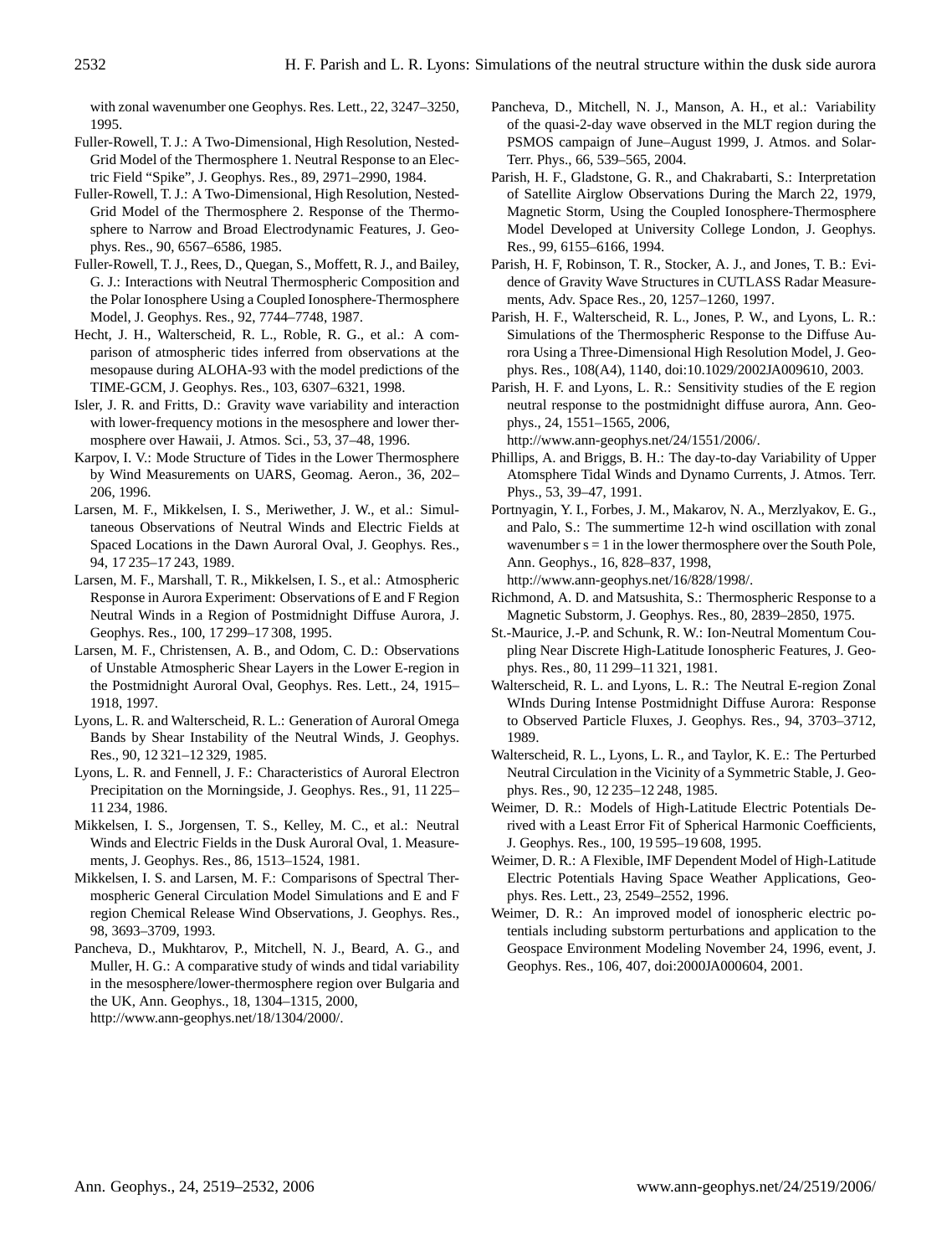with zonal wavenumber one Geophys. Res. Lett., 22, 3247–3250, 1995.

Fuller-Rowell, T. J.: A Two-Dimensional, High Resolution, Nested-Grid Model of the Thermosphere 1. Neutral Response to an Electric Field "Spike", J. Geophys. Res., 89, 2971–2990, 1984.

Fuller-Rowell, T. J.: A Two-Dimensional, High Resolution, Nested-Grid Model of the Thermosphere 2. Response of the Thermosphere to Narrow and Broad Electrodynamic Features, J. Geophys. Res., 90, 6567–6586, 1985.

Fuller-Rowell, T. J., Rees, D., Quegan, S., Moffett, R. J., and Bailey, G. J.: Interactions with Neutral Thermospheric Composition and the Polar Ionosphere Using a Coupled Ionosphere-Thermosphere Model, J. Geophys. Res., 92, 7744–7748, 1987.

Hecht, J. H., Walterscheid, R. L., Roble, R. G., et al.: A comparison of atmospheric tides inferred from observations at the mesopause during ALOHA-93 with the model predictions of the TIME-GCM, J. Geophys. Res., 103, 6307–6321, 1998.

Isler, J. R. and Fritts, D.: Gravity wave variability and interaction with lower-frequency motions in the mesosphere and lower thermosphere over Hawaii, J. Atmos. Sci., 53, 37–48, 1996.

Karpov, I. V.: Mode Structure of Tides in the Lower Thermosphere by Wind Measurements on UARS, Geomag. Aeron., 36, 202–206, 1996.

Larsen, M. F., Mikkelsen, I. S., Meriwether, J. W., et al.: Simultaneous Observations of Neutral Winds and Electric Fields at Spaced Locations in the Dawn Auroral Oval, J. Geophys. Res., 94, 17 235–17 243, 1989.

Larsen, M. F., Marshall, T. R., Mikkelsen, I. S., et al.: Atmospheric Response in Aurora Experiment: Observations of E and F Region Neutral Winds in a Region of Postmidnight Diffuse Aurora, J. Geophys. Res., 100, 17 299–17 308, 1995.

Larsen, M. F., Christensen, A. B., and Odom, C. D.: Observations of Unstable Atmospheric Shear Layers in the Lower E-region in the Postmidnight Auroral Oval, Geophys. Res. Lett., 24, 1915–1918, 1997.

Lyons, L. R. and Walterscheid, R. L.: Generation of Auroral Omega Bands by Shear Instability of the Neutral Winds, J. Geophys. Res., 90, 12 321–12 329, 1985.

Lyons, L. R. and Fennell, J. F.: Characteristics of Auroral Electron Precipitation on the Morningside, J. Geophys. Res., 91, 11 225–11 234, 1986.

Mikkelsen, I. S., Jorgensen, T. S., Kelley, M. C., et al.: Neutral Winds and Electric Fields in the Dusk Auroral Oval, 1. Measurements, J. Geophys. Res., 86, 1513–1524, 1981.

Mikkelsen, I. S. and Larsen, M. F.: Comparisons of Spectral Thermospheric General Circulation Model Simulations and E and F region Chemical Release Wind Observations, J. Geophys. Res., 98, 3693–3709, 1993.

Pancheva, D., Mukhtarov, P., Mitchell, N. J., Beard, A. G., and Muller, H. G.: A comparative study of winds and tidal variability in the mesosphere/lower-thermosphere region over Bulgaria and the UK, Ann. Geophys., 18, 1304–1315, 2000, http://www.ann-geophys.net/18/1304/2000/.

Pancheva, D., Mitchell, N. J., Manson, A. H., et al.: Variability of the quasi-2-day wave observed in the MLT region during the PSMOS campaign of June–August 1999, J. Atmos. and Solar-Terr. Phys., 66, 539–565, 2004.

Parish, H. F., Gladstone, G. R., and Chakrabarti, S.: Interpretation of Satellite Airglow Observations During the March 22, 1979, Magnetic Storm, Using the Coupled Ionosphere-Thermosphere Model Developed at University College London, J. Geophys. Res., 99, 6155–6166, 1994.

Parish, H. F, Robinson, T. R., Stocker, A. J., and Jones, T. B.: Evidence of Gravity Wave Structures in CUTLASS Radar Measurements, Adv. Space Res., 20, 1257–1260, 1997.

Parish, H. F., Walterscheid, R. L., Jones, P. W., and Lyons, L. R.: Simulations of the Thermospheric Response to the Diffuse Aurora Using a Three-Dimensional High Resolution Model, J. Geophys. Res., 108(A4), 1140, doi:10.1029/2002JA009610, 2003.

Parish, H. F. and Lyons, L. R.: Sensitivity studies of the E region neutral response to the postmidnight diffuse aurora, Ann. Geophys., 24, 1551–1565, 2006, http://www.ann-geophys.net/24/1551/2006/.

Phillips, A. and Briggs, B. H.: The day-to-day Variability of Upper Atomsphere Tidal Winds and Dynamo Currents, J. Atmos. Terr. Phys., 53, 39–47, 1991.

Portnyagin, Y. I., Forbes, J. M., Makarov, N. A., Merzlyakov, E. G., and Palo, S.: The summertime 12-h wind oscillation with zonal wavenumber s = 1 in the lower thermosphere over the South Pole, Ann. Geophys., 16, 828–837, 1998, http://www.ann-geophys.net/16/828/1998/.

Richmond, A. D. and Matsushita, S.: Thermospheric Response to a Magnetic Substorm, J. Geophys. Res., 80, 2839–2850, 1975.

St.-Maurice, J.-P. and Schunk, R. W.: Ion-Neutral Momentum Coupling Near Discrete High-Latitude Ionospheric Features, J. Geophys. Res., 80, 11 299–11 321, 1981.

Walterscheid, R. L. and Lyons, L. R.: The Neutral E-region Zonal WInds During Intense Postmidnight Diffuse Aurora: Response to Observed Particle Fluxes, J. Geophys. Res., 94, 3703–3712, 1989.

Walterscheid, R. L., Lyons, L. R., and Taylor, K. E.: The Perturbed Neutral Circulation in the Vicinity of a Symmetric Stable, J. Geophys. Res., 90, 12 235–12 248, 1985.

Weimer, D. R.: Models of High-Latitude Electric Potentials Derived with a Least Error Fit of Spherical Harmonic Coefficients, J. Geophys. Res., 100, 19 595–19 608, 1995.

Weimer, D. R.: A Flexible, IMF Dependent Model of High-Latitude Electric Potentials Having Space Weather Applications, Geophys. Res. Lett., 23, 2549–2552, 1996.

Weimer, D. R.: An improved model of ionospheric electric potentials including substorm perturbations and application to the Geospace Environment Modeling November 24, 1996, event, J. Geophys. Res., 106, 407, doi:2000JA000604, 2001.